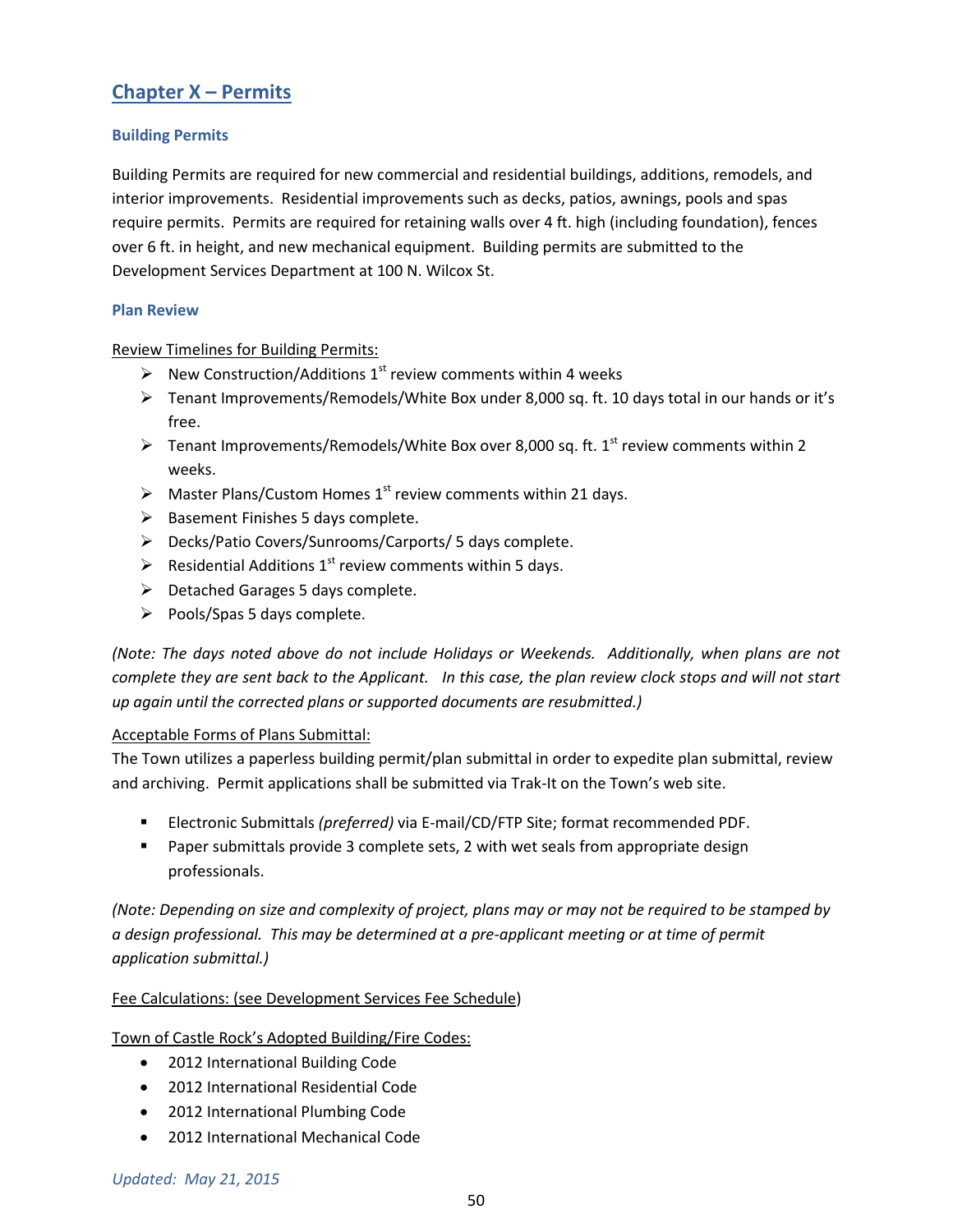# Chapter X – Permits

## Building Permits

Building Permits are required for new commercial and residential buildings, additions, remodels, and interior improvements. Residential improvements such as decks, patios, awnings, pools and spas require permits. Permits are required for retaining walls over 4 ft. high (including foundation), fences over 6 ft. in height, and new mechanical equipment. Building permits are submitted to the Development Services Department at 100 N. Wilcox St.

## Plan Review

Review Timelines for Building Permits:

- New Construction/Additions 1st review comments within 4 weeks
- Tenant Improvements/Remodels/White Box under 8,000 sq. ft. 10 days total in our hands or it's free.
- Tenant Improvements/Remodels/White Box over 8,000 sq. ft. 1st review comments within 2 weeks.
- Master Plans/Custom Homes 1st review comments within 21 days.
- Basement Finishes 5 days complete.
- Decks/Patio Covers/Sunrooms/Carports/ 5 days complete.
- Residential Additions 1st review comments within 5 days.
- Detached Garages 5 days complete.
- Pools/Spas 5 days complete.

*(Note: The days noted above do not include Holidays or Weekends. Additionally, when plans are not complete they are sent back to the Applicant. In this case, the plan review clock stops and will not start up again until the corrected plans or supported documents are resubmitted.)*

Acceptable Forms of Plans Submittal:

The Town utilizes a paperless building permit/plan submittal in order to expedite plan submittal, review and archiving. Permit applications shall be submitted via Trak-It on the Town's web site.

- Electronic Submittals *(preferred)* via E-mail/CD/FTP Site; format recommended PDF.
- Paper submittals provide 3 complete sets, 2 with wet seals from appropriate design professionals.

*(Note: Depending on size and complexity of project, plans may or may not be required to be stamped by a design professional. This may be determined at a pre-applicant meeting or at time of permit application submittal.)*

Fee Calculations: (see Development Services Fee Schedule)

Town of Castle Rock's Adopted Building/Fire Codes:

- 2012 International Building Code
- 2012 International Residential Code
- 2012 International Plumbing Code
- 2012 International Mechanical Code

*Updated: May 21, 2015*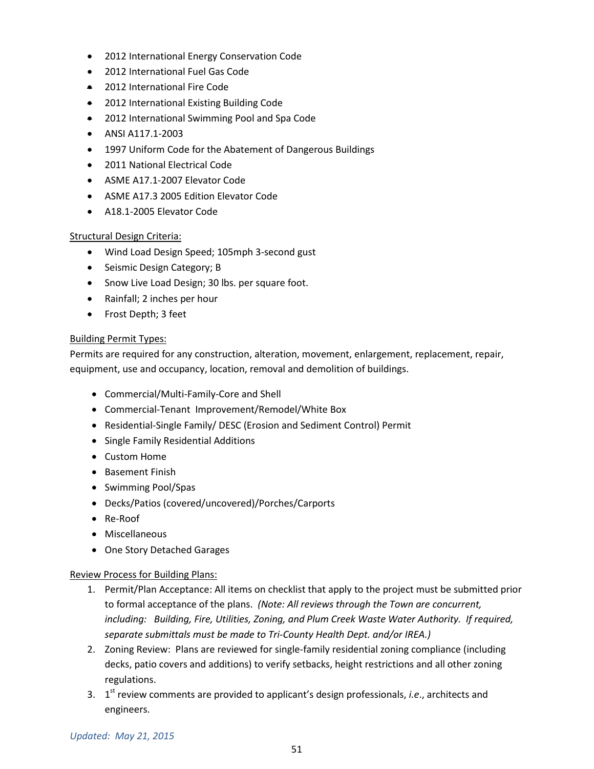- 2012 International Energy Conservation Code
- 2012 International Fuel Gas Code
- 2012 International Fire Code
- 2012 International Existing Building Code
- 2012 International Swimming Pool and Spa Code
- ANSI A117.1-2003
- 1997 Uniform Code for the Abatement of Dangerous Buildings
- 2011 National Electrical Code
- ASME A17.1-2007 Elevator Code
- ASME A17.3 2005 Edition Elevator Code
- A18.1-2005 Elevator Code

Structural Design Criteria:

- Wind Load Design Speed; 105mph 3-second gust
- Seismic Design Category; B
- Snow Live Load Design; 30 lbs. per square foot.
- Rainfall; 2 inches per hour
- Frost Depth; 3 feet

Building Permit Types:

Permits are required for any construction, alteration, movement, enlargement, replacement, repair, equipment, use and occupancy, location, removal and demolition of buildings.

- Commercial/Multi-Family-Core and Shell
- Commercial-Tenant Improvement/Remodel/White Box
- Residential-Single Family/ DESC (Erosion and Sediment Control) Permit
- Single Family Residential Additions
- Custom Home
- Basement Finish
- Swimming Pool/Spas
- Decks/Patios (covered/uncovered)/Porches/Carports
- Re-Roof
- Miscellaneous
- One Story Detached Garages

Review Process for Building Plans:

1. Permit/Plan Acceptance: All items on checklist that apply to the project must be submitted prior to formal acceptance of the plans. *(Note: All reviews through the Town are concurrent, including: Building, Fire, Utilities, Zoning, and Plum Creek Waste Water Authority. If required, separate submittals must be made to Tri-County Health Dept. and/or IREA.)*
2. Zoning Review: Plans are reviewed for single-family residential zoning compliance (including decks, patio covers and additions) to verify setbacks, height restrictions and all other zoning regulations.
3. 1st review comments are provided to applicant's design professionals, *i.e*., architects and engineers.

*Updated: May 21, 2015*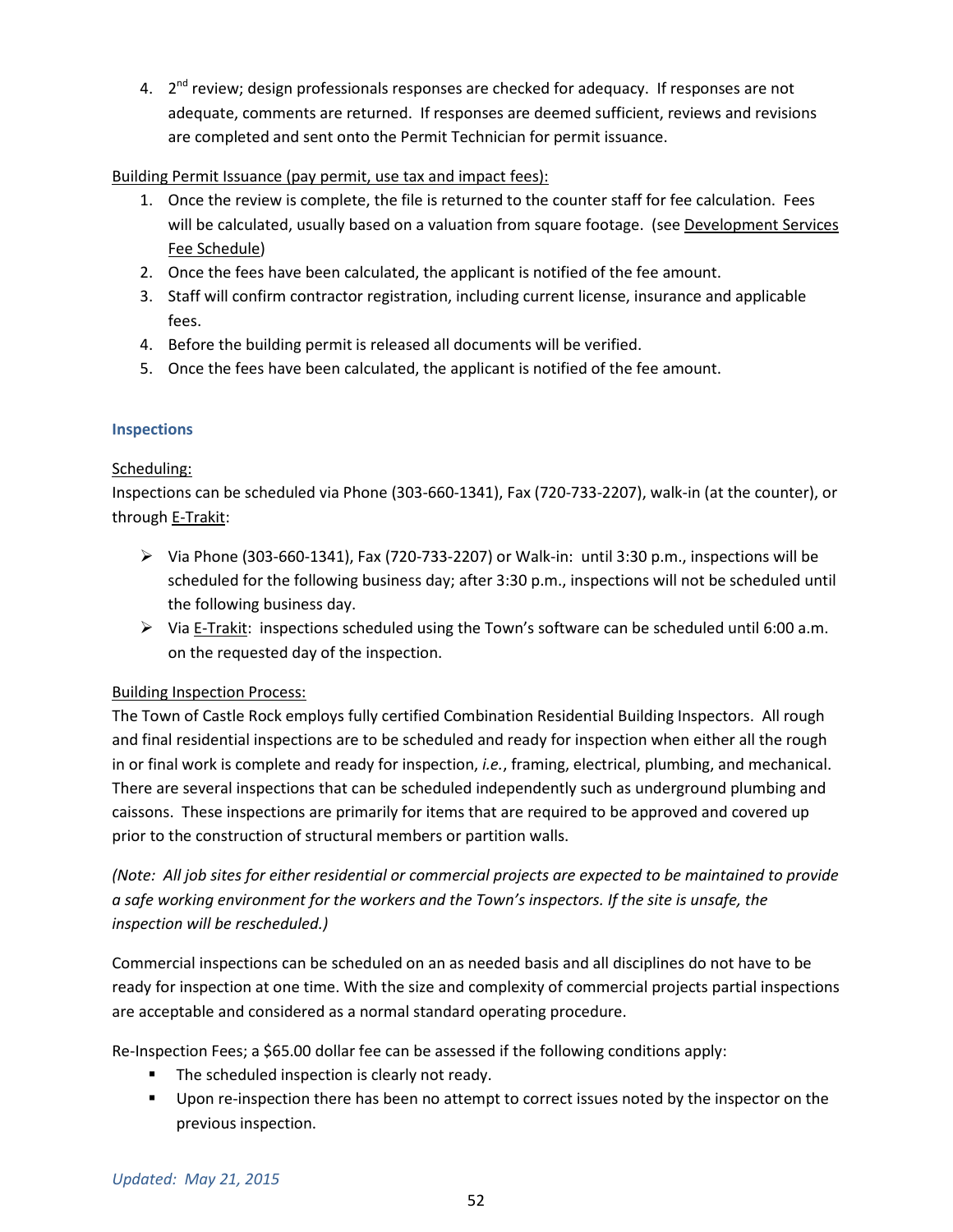4. 2nd review; design professionals responses are checked for adequacy. If responses are not adequate, comments are returned. If responses are deemed sufficient, reviews and revisions are completed and sent onto the Permit Technician for permit issuance.

Building Permit Issuance (pay permit, use tax and impact fees):

1. Once the review is complete, the file is returned to the counter staff for fee calculation. Fees will be calculated, usually based on a valuation from square footage. (see Development Services Fee Schedule)
2. Once the fees have been calculated, the applicant is notified of the fee amount.
3. Staff will confirm contractor registration, including current license, insurance and applicable fees.
4. Before the building permit is released all documents will be verified.
5. Once the fees have been calculated, the applicant is notified of the fee amount.

### Inspections

Scheduling:

Inspections can be scheduled via Phone (303-660-1341), Fax (720-733-2207), walk-in (at the counter), or through E-Trakit:

- Via Phone (303-660-1341), Fax (720-733-2207) or Walk-in: until 3:30 p.m., inspections will be scheduled for the following business day; after 3:30 p.m., inspections will not be scheduled until the following business day.
- Via E-Trakit: inspections scheduled using the Town's software can be scheduled until 6:00 a.m. on the requested day of the inspection.

Building Inspection Process:

The Town of Castle Rock employs fully certified Combination Residential Building Inspectors. All rough and final residential inspections are to be scheduled and ready for inspection when either all the rough in or final work is complete and ready for inspection, *i.e.*, framing, electrical, plumbing, and mechanical. There are several inspections that can be scheduled independently such as underground plumbing and caissons. These inspections are primarily for items that are required to be approved and covered up prior to the construction of structural members or partition walls.

*(Note: All job sites for either residential or commercial projects are expected to be maintained to provide a safe working environment for the workers and the Town's inspectors. If the site is unsafe, the inspection will be rescheduled.)*

Commercial inspections can be scheduled on an as needed basis and all disciplines do not have to be ready for inspection at one time. With the size and complexity of commercial projects partial inspections are acceptable and considered as a normal standard operating procedure.

Re-Inspection Fees; a $65.00 dollar fee can be assessed if the following conditions apply:

- The scheduled inspection is clearly not ready.
- Upon re-inspection there has been no attempt to correct issues noted by the inspector on the previous inspection.

*Updated: May 21, 2015*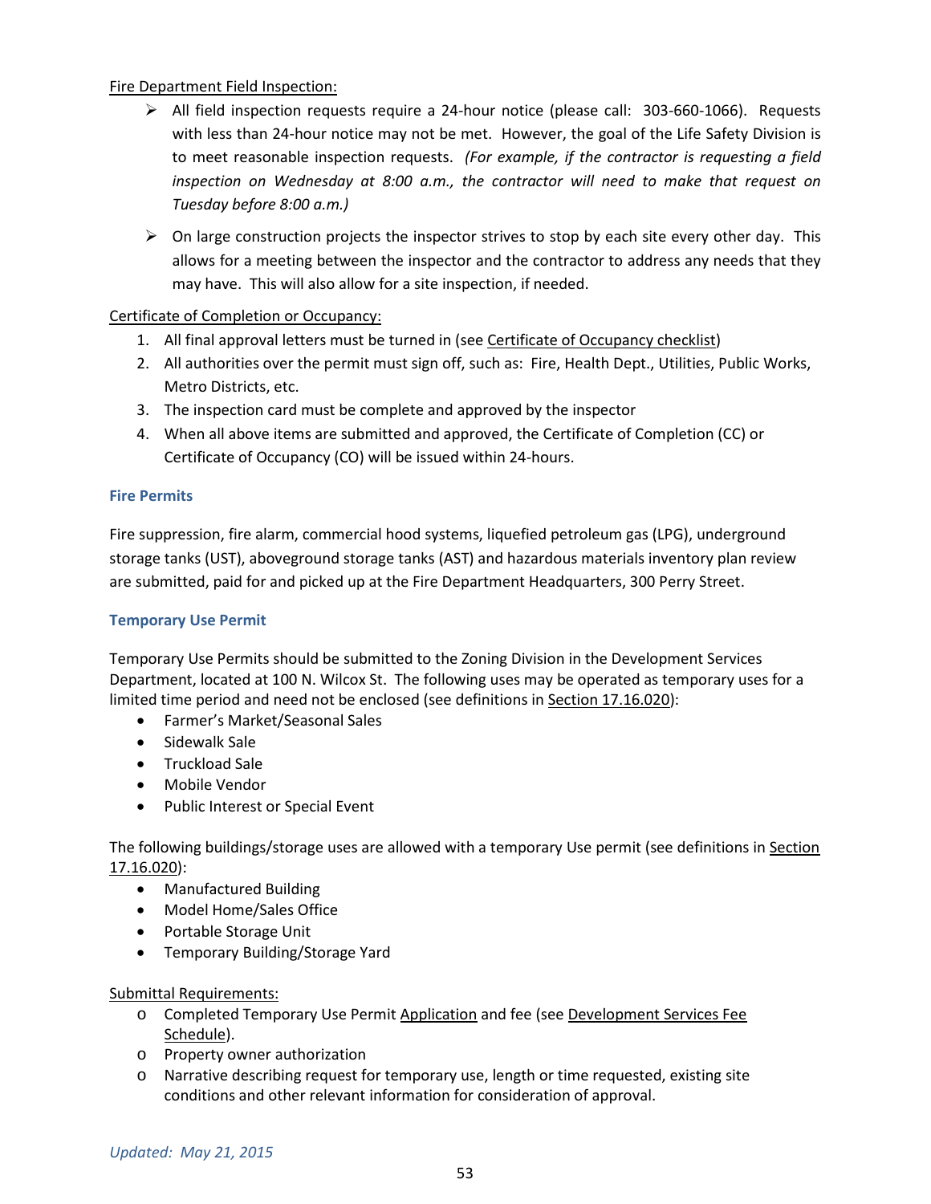Fire Department Field Inspection:

- All field inspection requests require a 24-hour notice (please call: 303-660-1066). Requests with less than 24-hour notice may not be met. However, the goal of the Life Safety Division is to meet reasonable inspection requests. *(For example, if the contractor is requesting a field inspection on Wednesday at 8:00 a.m., the contractor will need to make that request on Tuesday before 8:00 a.m.)*
- On large construction projects the inspector strives to stop by each site every other day. This allows for a meeting between the inspector and the contractor to address any needs that they may have. This will also allow for a site inspection, if needed.

Certificate of Completion or Occupancy:

1. All final approval letters must be turned in (see Certificate of Occupancy checklist)
2. All authorities over the permit must sign off, such as: Fire, Health Dept., Utilities, Public Works, Metro Districts, etc.
3. The inspection card must be complete and approved by the inspector
4. When all above items are submitted and approved, the Certificate of Completion (CC) or Certificate of Occupancy (CO) will be issued within 24-hours.

### Fire Permits

Fire suppression, fire alarm, commercial hood systems, liquefied petroleum gas (LPG), underground storage tanks (UST), aboveground storage tanks (AST) and hazardous materials inventory plan review are submitted, paid for and picked up at the Fire Department Headquarters, 300 Perry Street.

### Temporary Use Permit

Temporary Use Permits should be submitted to the Zoning Division in the Development Services Department, located at 100 N. Wilcox St. The following uses may be operated as temporary uses for a limited time period and need not be enclosed (see definitions in Section 17.16.020):

- Farmer's Market/Seasonal Sales
- Sidewalk Sale
- Truckload Sale
- Mobile Vendor
- Public Interest or Special Event

The following buildings/storage uses are allowed with a temporary Use permit (see definitions in Section 17.16.020):

- Manufactured Building
- Model Home/Sales Office
- Portable Storage Unit
- Temporary Building/Storage Yard

Submittal Requirements:

- Completed Temporary Use Permit Application and fee (see Development Services Fee Schedule).
- Property owner authorization
- Narrative describing request for temporary use, length or time requested, existing site conditions and other relevant information for consideration of approval.

*Updated: May 21, 2015*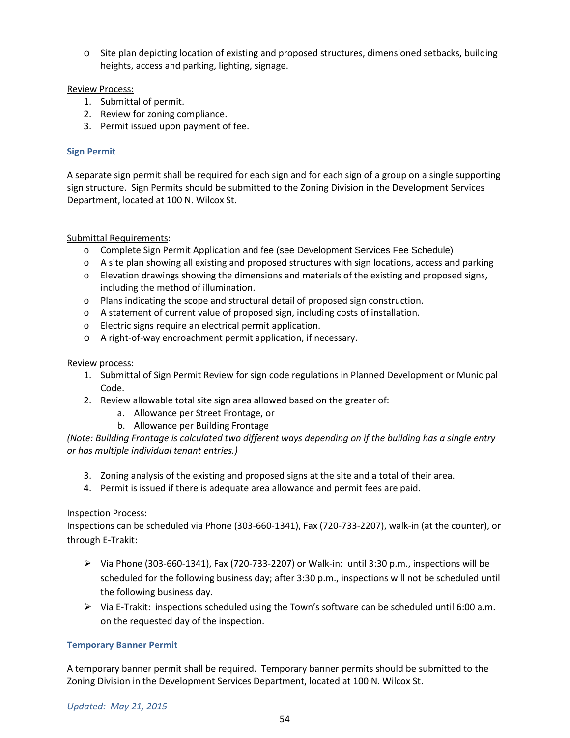- Site plan depicting location of existing and proposed structures, dimensioned setbacks, building heights, access and parking, lighting, signage.

Review Process:

1. Submittal of permit.
2. Review for zoning compliance.
3. Permit issued upon payment of fee.

### Sign Permit

A separate sign permit shall be required for each sign and for each sign of a group on a single supporting sign structure. Sign Permits should be submitted to the Zoning Division in the Development Services Department, located at 100 N. Wilcox St.

Submittal Requirements:

- Complete Sign Permit Application and fee (see Development Services Fee Schedule)
- A site plan showing all existing and proposed structures with sign locations, access and parking
- Elevation drawings showing the dimensions and materials of the existing and proposed signs, including the method of illumination.
- Plans indicating the scope and structural detail of proposed sign construction.
- A statement of current value of proposed sign, including costs of installation.
- Electric signs require an electrical permit application.
- A right-of-way encroachment permit application, if necessary.

Review process:

1. Submittal of Sign Permit Review for sign code regulations in Planned Development or Municipal Code.
2. Review allowable total site sign area allowed based on the greater of:
   a. Allowance per Street Frontage, or
   b. Allowance per Building Frontage

*(Note: Building Frontage is calculated two different ways depending on if the building has a single entry or has multiple individual tenant entries.)*

3. Zoning analysis of the existing and proposed signs at the site and a total of their area.
4. Permit is issued if there is adequate area allowance and permit fees are paid.

Inspection Process:

Inspections can be scheduled via Phone (303-660-1341), Fax (720-733-2207), walk-in (at the counter), or through E-Trakit:

- Via Phone (303-660-1341), Fax (720-733-2207) or Walk-in: until 3:30 p.m., inspections will be scheduled for the following business day; after 3:30 p.m., inspections will not be scheduled until the following business day.
- Via E-Trakit: inspections scheduled using the Town's software can be scheduled until 6:00 a.m. on the requested day of the inspection.

### Temporary Banner Permit

A temporary banner permit shall be required. Temporary banner permits should be submitted to the Zoning Division in the Development Services Department, located at 100 N. Wilcox St.

*Updated: May 21, 2015*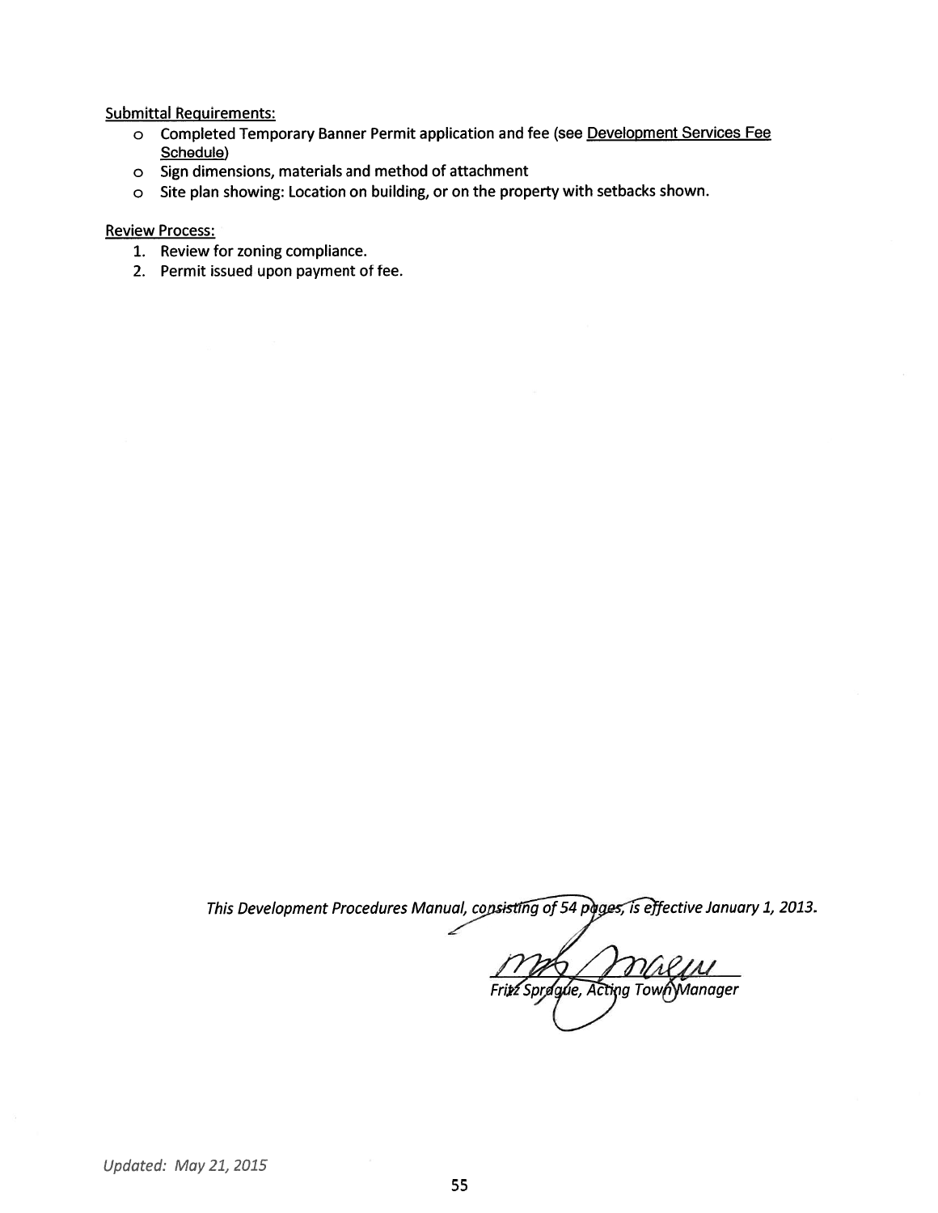Submittal Requirements:

- Completed Temporary Banner Permit application and fee (see Development Services Fee Schedule)
- Sign dimensions, materials and method of attachment
- Site plan showing: Location on building, or on the property with setbacks shown.

Review Process:

1. Review for zoning compliance.
2. Permit issued upon payment of fee.

*This Development Procedures Manual, consisting of 54 pages, is effective January 1, 2013.*

*Fritz Sprague, Acting Town Manager*

*Updated: May 21, 2015*